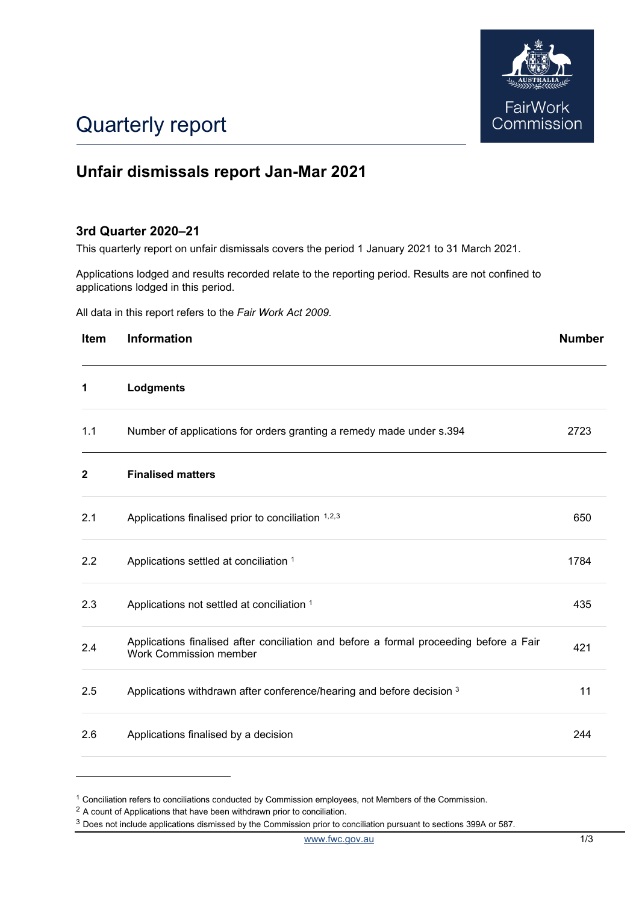# Quarterly report

## Unfair dismissals report Jan-Mar 2021

### 3rd Quarter 2020–21

This quarterly report on unfair dismissals covers the period 1 January 2021 to 31 March 2021.

Applications lodged and results recorded relate to the reporting period. Results are not confined to applications lodged in this period.

All data in this report refers to the *Fair Work Act 2009.*

| Item | Information | Number |
|---|---|---|
| **1** | **Lodgments** | |
| 1.1 | Number of applications for orders granting a remedy made under s.394 | 2723 |
| **2** | **Finalised matters** | |
| 2.1 | Applications finalised prior to conciliation [1,2,3] | 650 |
| 2.2 | Applications settled at conciliation [1] | 1784 |
| 2.3 | Applications not settled at conciliation [1] | 435 |
| 2.4 | Applications finalised after conciliation and before a formal proceeding before a Fair Work Commission member | 421 |
| 2.5 | Applications withdrawn after conference/hearing and before decision [3] | 11 |
| 2.6 | Applications finalised by a decision | 244 |

[1] Conciliation refers to conciliations conducted by Commission employees, not Members of the Commission.

[2] A count of Applications that have been withdrawn prior to conciliation.

[3] Does not include applications dismissed by the Commission prior to conciliation pursuant to sections 399A or 587.

www.fwc.gov.au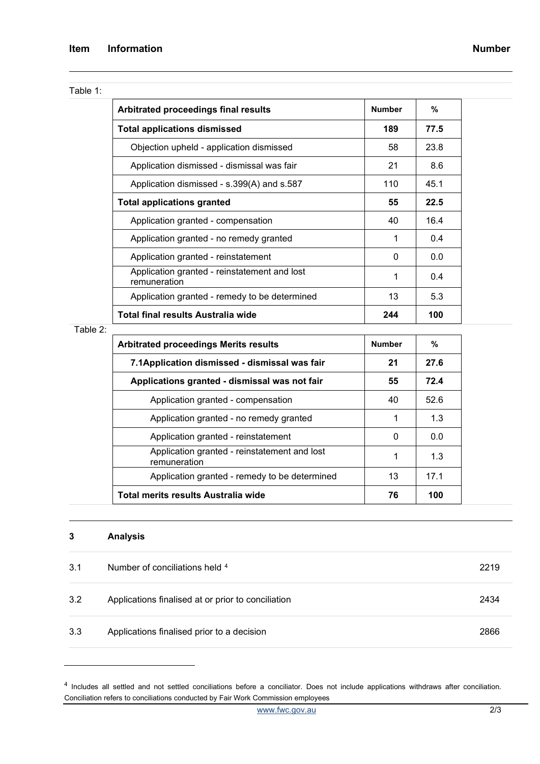| Item | Information | Number |
|---|---|---|

Table 1:

| Arbitrated proceedings final results | Number | % |
|---|---|---|
| **Total applications dismissed** | **189** | **77.5** |
| Objection upheld - application dismissed | 58 | 23.8 |
| Application dismissed - dismissal was fair | 21 | 8.6 |
| Application dismissed - s.399(A) and s.587 | 110 | 45.1 |
| **Total applications granted** | **55** | **22.5** |
| Application granted - compensation | 40 | 16.4 |
| Application granted - no remedy granted | 1 | 0.4 |
| Application granted - reinstatement | 0 | 0.0 |
| Application granted - reinstatement and lost remuneration | 1 | 0.4 |
| Application granted - remedy to be determined | 13 | 5.3 |
| **Total final results Australia wide** | **244** | **100** |

Table 2:

| Arbitrated proceedings Merits results | Number | % |
|---|---|---|
| **7.1Application dismissed - dismissal was fair** | **21** | **27.6** |
| **Applications granted - dismissal was not fair** | **55** | **72.4** |
| Application granted - compensation | 40 | 52.6 |
| Application granted - no remedy granted | 1 | 1.3 |
| Application granted - reinstatement | 0 | 0.0 |
| Application granted - reinstatement and lost remuneration | 1 | 1.3 |
| Application granted - remedy to be determined | 13 | 17.1 |
| **Total merits results Australia wide** | **76** | **100** |

| 3 | **Analysis** | |
|---|---|---|
| 3.1 | Number of conciliations held [4] | 2219 |
| 3.2 | Applications finalised at or prior to conciliation | 2434 |
| 3.3 | Applications finalised prior to a decision | 2866 |

[4] Includes all settled and not settled conciliations before a conciliator. Does not include applications withdraws after conciliation. Conciliation refers to conciliations conducted by Fair Work Commission employees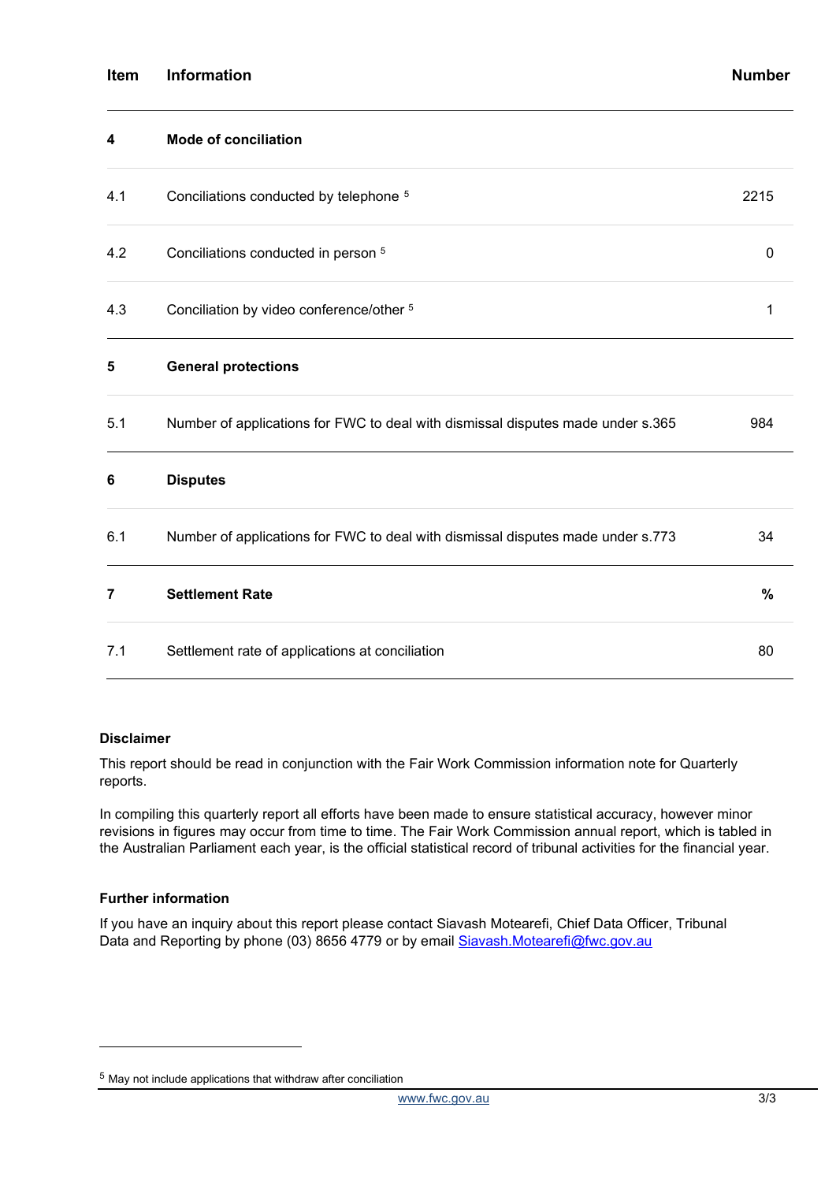| Item | Information | Number |
|---|---|---|
| **4** | **Mode of conciliation** | |
| 4.1 | Conciliations conducted by telephone [5] | 2215 |
| 4.2 | Conciliations conducted in person [5] | 0 |
| 4.3 | Conciliation by video conference/other [5] | 1 |
| **5** | **General protections** | |
| 5.1 | Number of applications for FWC to deal with dismissal disputes made under s.365 | 984 |
| **6** | **Disputes** | |
| 6.1 | Number of applications for FWC to deal with dismissal disputes made under s.773 | 34 |
| **7** | **Settlement Rate** | **%** |
| 7.1 | Settlement rate of applications at conciliation | 80 |

**Disclaimer**

This report should be read in conjunction with the Fair Work Commission information note for Quarterly reports.

In compiling this quarterly report all efforts have been made to ensure statistical accuracy, however minor revisions in figures may occur from time to time. The Fair Work Commission annual report, which is tabled in the Australian Parliament each year, is the official statistical record of tribunal activities for the financial year.

**Further information**

If you have an inquiry about this report please contact Siavash Motearefi, Chief Data Officer, Tribunal Data and Reporting by phone (03) 8656 4779 or by email Siavash.Motearefi@fwc.gov.au

[5] May not include applications that withdraw after conciliation